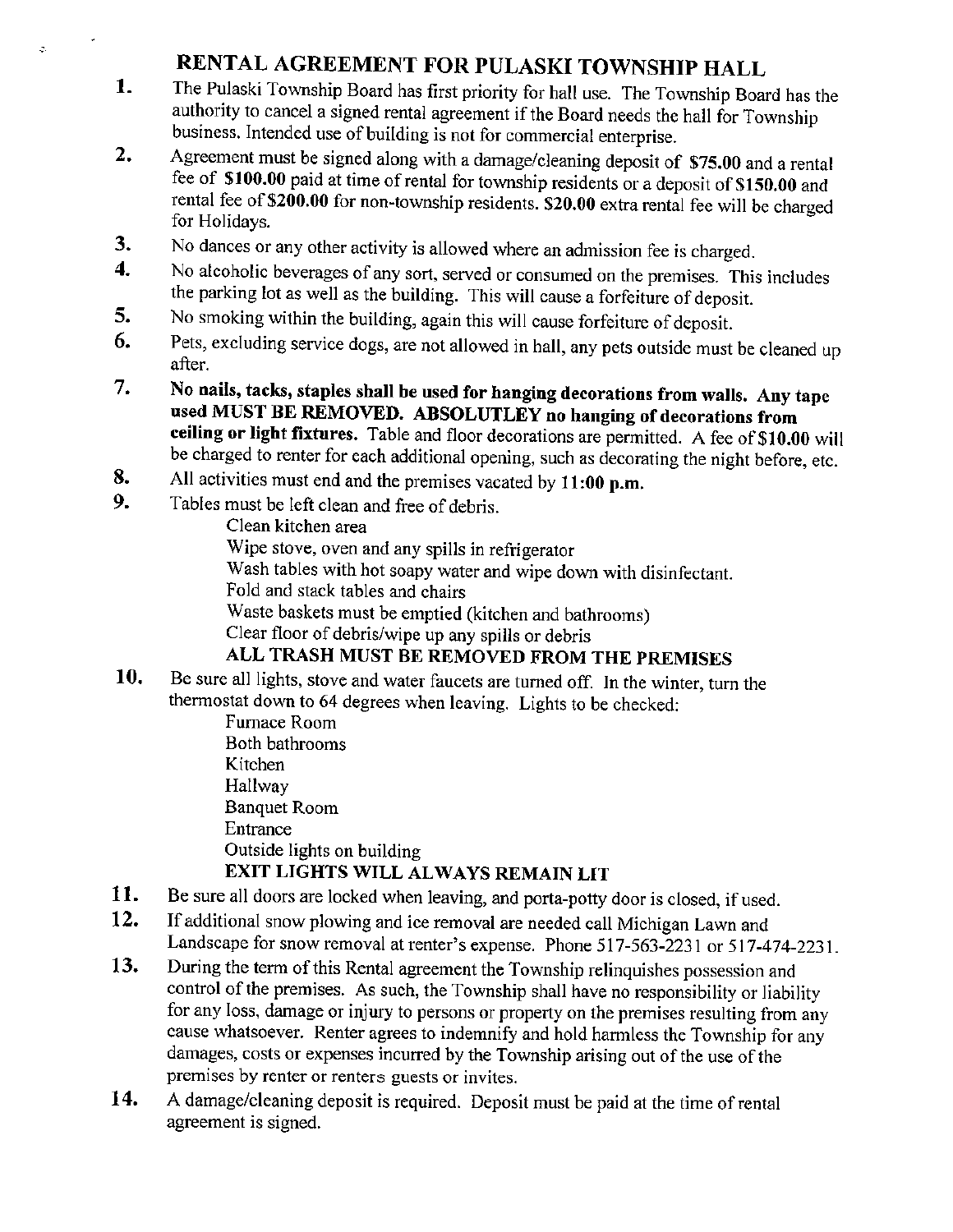# RENTAL AGREEMENT FOR PULASKI TOWNSHIP HALL

1. The Pulaski Township Board has first priority for hall use. The Township Board has the authority to cancel a signed rental agreement if the Board needs the hall for Township business. Intended use of building is not for commercial enterprise.
2. Agreement must be signed along with a damage/cleaning deposit of **$75.00** and a rental fee of **$100.00** paid at time of rental for township residents or a deposit of **$150.00** and rental fee of **$200.00** for non-township residents. **$20.00** extra rental fee will be charged for Holidays.
3. No dances or any other activity is allowed where an admission fee is charged.
4. No alcoholic beverages of any sort, served or consumed on the premises. This includes the parking lot as well as the building. This will cause a forfeiture of deposit.
5. No smoking within the building, again this will cause forfeiture of deposit.
6. Pets, excluding service dogs, are not allowed in hall, any pets outside must be cleaned up after.
7. **No nails, tacks, staples shall be used for hanging decorations from walls. Any tape used MUST BE REMOVED. ABSOLUTLEY no hanging of decorations from ceiling or light fixtures.** Table and floor decorations are permitted. A fee of **$10.00** will be charged to renter for each additional opening, such as decorating the night before, etc.
8. All activities must end and the premises vacated by **11:00 p.m.**
9. Tables must be left clean and free of debris.
   - Clean kitchen area
   - Wipe stove, oven and any spills in refrigerator
   - Wash tables with hot soapy water and wipe down with disinfectant.
   - Fold and stack tables and chairs
   - Waste baskets must be emptied (kitchen and bathrooms)
   - Clear floor of debris/wipe up any spills or debris

   **ALL TRASH MUST BE REMOVED FROM THE PREMISES**
10. Be sure all lights, stove and water faucets are turned off. In the winter, turn the thermostat down to 64 degrees when leaving. Lights to be checked:
    - Furnace Room
    - Both bathrooms
    - Kitchen
    - Hallway
    - Banquet Room
    - Entrance
    - Outside lights on building

    **EXIT LIGHTS WILL ALWAYS REMAIN LIT**
11. Be sure all doors are locked when leaving, and porta-potty door is closed, if used.
12. If additional snow plowing and ice removal are needed call Michigan Lawn and Landscape for snow removal at renter's expense. Phone 517-563-2231 or 517-474-2231.
13. During the term of this Rental agreement the Township relinquishes possession and control of the premises. As such, the Township shall have no responsibility or liability for any loss, damage or injury to persons or property on the premises resulting from any cause whatsoever. Renter agrees to indemnify and hold harmless the Township for any damages, costs or expenses incurred by the Township arising out of the use of the premises by renter or renters guests or invites.
14. A damage/cleaning deposit is required. Deposit must be paid at the time of rental agreement is signed.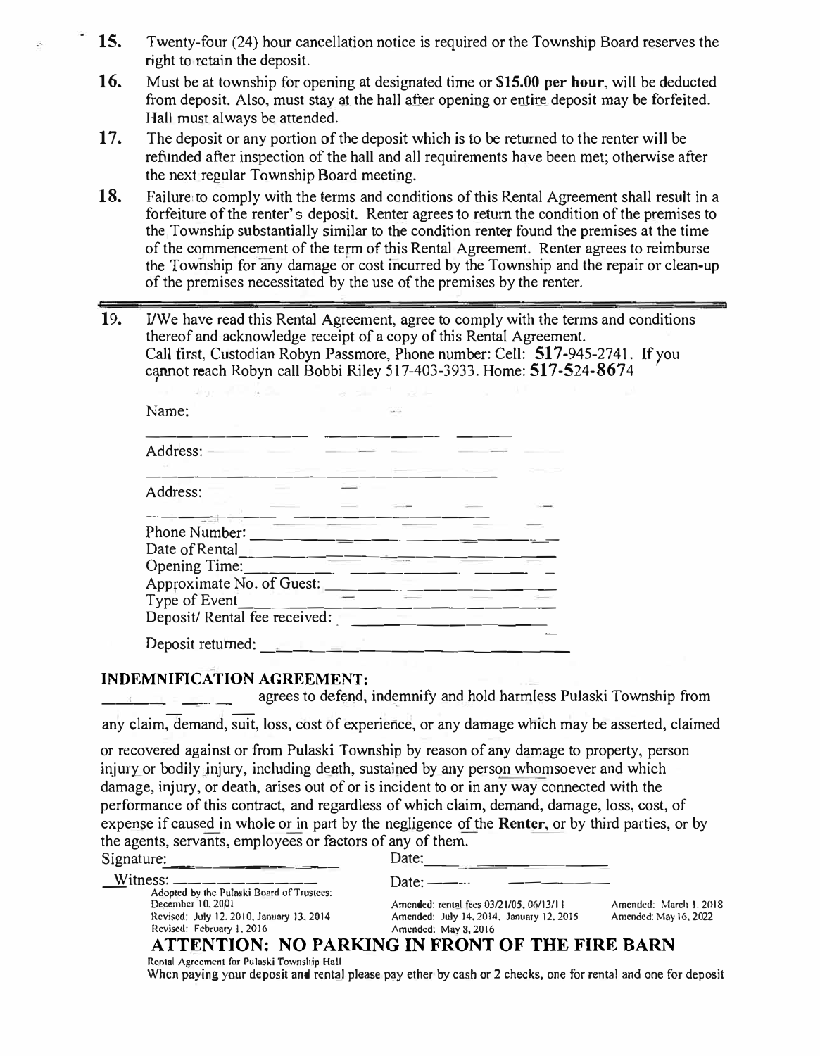15. Twenty-four (24) hour cancellation notice is required or the Township Board reserves the right to retain the deposit.

16. Must be at township for opening at designated time or **$15.00 per hour**, will be deducted from deposit. Also, must stay at the hall after opening or entire deposit may be forfeited. Hall must always be attended.

17. The deposit or any portion of the deposit which is to be returned to the renter will be refunded after inspection of the hall and all requirements have been met; otherwise after the next regular Township Board meeting.

18. Failure to comply with the terms and conditions of this Rental Agreement shall result in a forfeiture of the renter's deposit. Renter agrees to return the condition of the premises to the Township substantially similar to the condition renter found the premises at the time of the commencement of the term of this Rental Agreement. Renter agrees to reimburse the Township for any damage or cost incurred by the Township and the repair or clean-up of the premises necessitated by the use of the premises by the renter.

---

19. I/We have read this Rental Agreement, agree to comply with the terms and conditions thereof and acknowledge receipt of a copy of this Rental Agreement. Call first, Custodian Robyn Passmore, Phone number: Cell: **517**-945-2741. If you cannot reach Robyn call Bobbi Riley 517-403-3933. Home: **517-5**24-**8674**

Name: ____________________

Address: ____________________

Address: ____________________

Phone Number: ____________________

Date of Rental ____________________

Opening Time: ____________________

Approximate No. of Guest: ____________________

Type of Event ____________________

Deposit/ Rental fee received: ____________________

Deposit returned: ____________________

## INDEMNIFICATION AGREEMENT:

____________ agrees to defend, indemnify and hold harmless Pulaski Township from any claim, demand, suit, loss, cost of experience, or any damage which may be asserted, claimed or recovered against or from Pulaski Township by reason of any damage to property, person injury or bodily injury, including death, sustained by any person whomsoever and which damage, injury, or death, arises out of or is incident to or in any way connected with the performance of this contract, and regardless of which claim, demand, damage, loss, cost, of expense if caused in whole or in part by the negligence of the **Renter**, or by third parties, or by the agents, servants, employees or factors of any of them.

Signature: ____________________ Date: ____________________

Witness: ____________________ Date: ____________________

Adopted by the Pulaski Board of Trustees: December 10, 2001
Revised: July 12, 2010, January 13, 2014
Revised: February 1, 2016
Amended: rental fees 03/21/05, 06/13/11
Amended: July 14, 2014, January 12, 2015
Amended: May 8, 2016
Amended: March 1, 2018
Amended: May 16, 2022

## ATTENTION: NO PARKING IN FRONT OF THE FIRE BARN

Rental Agreement for Pulaski Township Hall

When paying your deposit and rental please pay ether by cash or 2 checks, one for rental and one for deposit